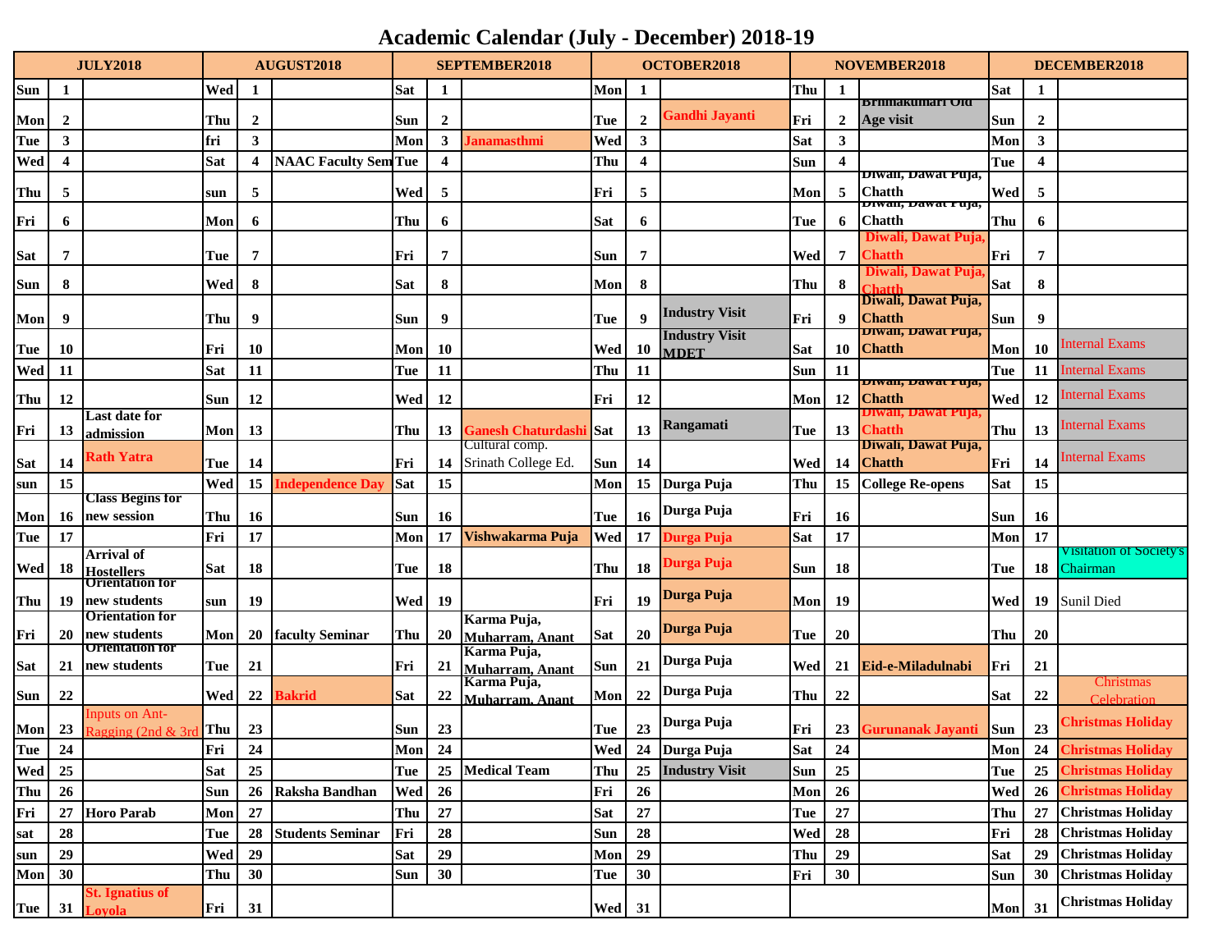# Academic Calendar (July - December) 2018-19

| JULY2018 | | | AUGUST2018 | | | SEPTEMBER2018 | | | OCTOBER2018 | | | NOVEMBER2018 | | | DECEMBER2018 | | |
|---|---|---|---|---|---|---|---|---|---|---|---|---|---|---|---|---|---|
| Sun | 1 | | Wed | 1 | | Sat | 1 | | Mon | 1 | | Thu | 1 | | Sat | 1 | |
| Mon | 2 | | Thu | 2 | | Sun | 2 | | Tue | 2 | Gandhi Jayanti | Fri | 2 | Brihmakumari Old Age visit | Sun | 2 | |
| Tue | 3 | | fri | 3 | | Mon | 3 | Janamasthmi | Wed | 3 | | Sat | 3 | | Mon | 3 | |
| Wed | 4 | | Sat | 4 | NAAC Faculty Sem | Tue | 4 | | Thu | 4 | | Sun | 4 | | Tue | 4 | |
| Thu | 5 | | sun | 5 | | Wed | 5 | | Fri | 5 | | Mon | 5 | Diwali, Dawat Puja, Chatth | Wed | 5 | |
| Fri | 6 | | Mon | 6 | | Thu | 6 | | Sat | 6 | | Tue | 6 | Diwali, Dawat Puja, Chatth | Thu | 6 | |
| Sat | 7 | | Tue | 7 | | Fri | 7 | | Sun | 7 | | Wed | 7 | Diwali, Dawat Puja, Chatth | Fri | 7 | |
| Sun | 8 | | Wed | 8 | | Sat | 8 | | Mon | 8 | | Thu | 8 | Diwali, Dawat Puja, Chatth | Sat | 8 | |
| Mon | 9 | | Thu | 9 | | Sun | 9 | | Tue | 9 | Industry Visit | Fri | 9 | Diwali, Dawat Puja, Chatth | Sun | 9 | |
| Tue | 10 | | Fri | 10 | | Mon | 10 | | Wed | 10 | Industry Visit MDET | Sat | 10 | Diwali, Dawat Puja, Chatth | Mon | 10 | Internal Exams |
| Wed | 11 | | Sat | 11 | | Tue | 11 | | Thu | 11 | | Sun | 11 | | Tue | 11 | Internal Exams |
| Thu | 12 | | Sun | 12 | | Wed | 12 | | Fri | 12 | | Mon | 12 | Diwali, Dawat Puja, Chatth | Wed | 12 | Internal Exams |
| Fri | 13 | Last date for admission | Mon | 13 | | Thu | 13 | Ganesh Chaturdashi | Sat | 13 | Rangamati | Tue | 13 | Diwali, Dawat Puja, Chatth | Thu | 13 | Internal Exams |
| Sat | 14 | Rath Yatra | Tue | 14 | | Fri | 14 | Cultural comp. Srinath College Ed. | Sun | 14 | | Wed | 14 | Diwali, Dawat Puja, Chatth | Fri | 14 | Internal Exams |
| sun | 15 | | Wed | 15 | Independence Day | Sat | 15 | | Mon | 15 | Durga Puja | Thu | 15 | College Re-opens | Sat | 15 | |
| Mon | 16 | Class Begins for new session | Thu | 16 | | Sun | 16 | | Tue | 16 | Durga Puja | Fri | 16 | | Sun | 16 | |
| Tue | 17 | | Fri | 17 | | Mon | 17 | Vishwakarma Puja | Wed | 17 | Durga Puja | Sat | 17 | | Mon | 17 | |
| Wed | 18 | Arrival of Hostellers | Sat | 18 | | Tue | 18 | | Thu | 18 | Durga Puja | Sun | 18 | | Tue | 18 | Visitation of Society's Chairman |
| Thu | 19 | Orientation for new students | sun | 19 | | Wed | 19 | | Fri | 19 | Durga Puja | Mon | 19 | | Wed | 19 | Sunil Died |
| Fri | 20 | Orientation for new students | Mon | 20 | faculty Seminar | Thu | 20 | Karma Puja, Muharram, Anant | Sat | 20 | Durga Puja | Tue | 20 | | Thu | 20 | |
| Sat | 21 | Orientation for new students | Tue | 21 | | Fri | 21 | Karma Puja, Muharram, Anant | Sun | 21 | Durga Puja | Wed | 21 | Eid-e-Miladulnabi | Fri | 21 | |
| Sun | 22 | | Wed | 22 | Bakrid | Sat | 22 | Karma Puja, Muharram, Anant | Mon | 22 | Durga Puja | Thu | 22 | | Sat | 22 | Christmas Celebration |
| Mon | 23 | Inputs on Ant-Ragging (2nd & 3rd | Thu | 23 | | Sun | 23 | | Tue | 23 | Durga Puja | Fri | 23 | Gurunanak Jayanti | Sun | 23 | Christmas Holiday |
| Tue | 24 | | Fri | 24 | | Mon | 24 | | Wed | 24 | Durga Puja | Sat | 24 | | Mon | 24 | Christmas Holiday |
| Wed | 25 | | Sat | 25 | | Tue | 25 | Medical Team | Thu | 25 | Industry Visit | Sun | 25 | | Tue | 25 | Christmas Holiday |
| Thu | 26 | | Sun | 26 | Raksha Bandhan | Wed | 26 | | Fri | 26 | | Mon | 26 | | Wed | 26 | Christmas Holiday |
| Fri | 27 | Horo Parab | Mon | 27 | | Thu | 27 | | Sat | 27 | | Tue | 27 | | Thu | 27 | Christmas Holiday |
| sat | 28 | | Tue | 28 | Students Seminar | Fri | 28 | | Sun | 28 | | Wed | 28 | | Fri | 28 | Christmas Holiday |
| sun | 29 | | Wed | 29 | | Sat | 29 | | Mon | 29 | | Thu | 29 | | Sat | 29 | Christmas Holiday |
| Mon | 30 | | Thu | 30 | | Sun | 30 | | Tue | 30 | | Fri | 30 | | Sun | 30 | Christmas Holiday |
| Tue | 31 | St. Ignatius of Loyola | Fri | 31 | | | | | Wed | 31 | | | | | Mon | 31 | Christmas Holiday |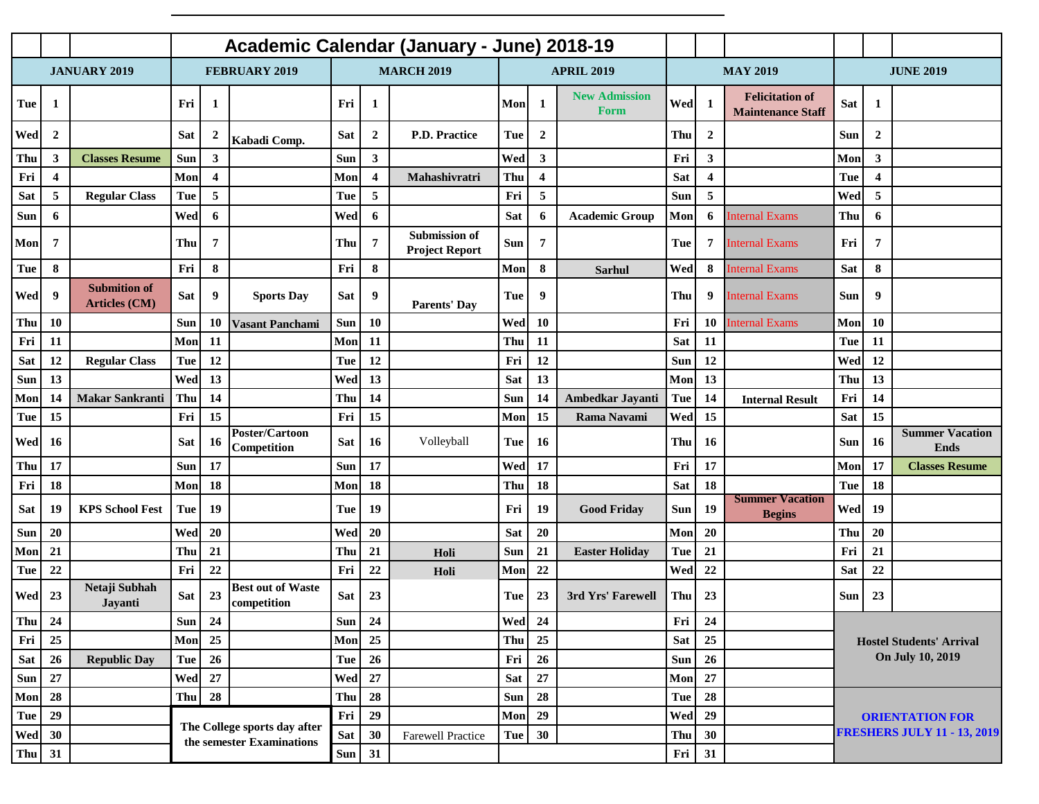# Academic Calendar (January - June) 2018-19

| JANUARY 2019 | | | FEBRUARY 2019 | | | MARCH 2019 | | | APRIL 2019 | | | MAY 2019 | | | JUNE 2019 | | |
|---|---|---|---|---|---|---|---|---|---|---|---|---|---|---|---|---|---|
| Tue | 1 | | Fri | 1 | | Fri | 1 | | Mon | 1 | New Admission Form | Wed | 1 | Felicitation of Maintenance Staff | Sat | 1 | |
| Wed | 2 | | Sat | 2 | Kabadi Comp. | Sat | 2 | P.D. Practice | Tue | 2 | | Thu | 2 | | Sun | 2 | |
| Thu | 3 | Classes Resume | Sun | 3 | | Sun | 3 | | Wed | 3 | | Fri | 3 | | Mon | 3 | |
| Fri | 4 | | Mon | 4 | | Mon | 4 | Mahashivratri | Thu | 4 | | Sat | 4 | | Tue | 4 | |
| Sat | 5 | Regular Class | Tue | 5 | | Tue | 5 | | Fri | 5 | | Sun | 5 | | Wed | 5 | |
| Sun | 6 | | Wed | 6 | | Wed | 6 | | Sat | 6 | Academic Group | Mon | 6 | Internal Exams | Thu | 6 | |
| Mon | 7 | | Thu | 7 | | Thu | 7 | Submission of Project Report | Sun | 7 | | Tue | 7 | Internal Exams | Fri | 7 | |
| Tue | 8 | | Fri | 8 | | Fri | 8 | | Mon | 8 | Sarhul | Wed | 8 | Internal Exams | Sat | 8 | |
| Wed | 9 | Submition of Articles (CM) | Sat | 9 | Sports Day | Sat | 9 | Parents' Day | Tue | 9 | | Thu | 9 | Internal Exams | Sun | 9 | |
| Thu | 10 | | Sun | 10 | Vasant Panchami | Sun | 10 | | Wed | 10 | | Fri | 10 | Internal Exams | Mon | 10 | |
| Fri | 11 | | Mon | 11 | | Mon | 11 | | Thu | 11 | | Sat | 11 | | Tue | 11 | |
| Sat | 12 | Regular Class | Tue | 12 | | Tue | 12 | | Fri | 12 | | Sun | 12 | | Wed | 12 | |
| Sun | 13 | | Wed | 13 | | Wed | 13 | | Sat | 13 | | Mon | 13 | | Thu | 13 | |
| Mon | 14 | Makar Sankranti | Thu | 14 | | Thu | 14 | | Sun | 14 | Ambedkar Jayanti | Tue | 14 | Internal Result | Fri | 14 | |
| Tue | 15 | | Fri | 15 | | Fri | 15 | | Mon | 15 | Rama Navami | Wed | 15 | | Sat | 15 | |
| Wed | 16 | | Sat | 16 | Poster/Cartoon Competition | Sat | 16 | Volleyball | Tue | 16 | | Thu | 16 | | Sun | 16 | Summer Vacation Ends |
| Thu | 17 | | Sun | 17 | | Sun | 17 | | Wed | 17 | | Fri | 17 | | Mon | 17 | Classes Resume |
| Fri | 18 | | Mon | 18 | | Mon | 18 | | Thu | 18 | | Sat | 18 | | Tue | 18 | |
| Sat | 19 | KPS School Fest | Tue | 19 | | Tue | 19 | | Fri | 19 | Good Friday | Sun | 19 | Summer Vacation Begins | Wed | 19 | |
| Sun | 20 | | Wed | 20 | | Wed | 20 | | Sat | 20 | | Mon | 20 | | Thu | 20 | |
| Mon | 21 | | Thu | 21 | | Thu | 21 | Holi | Sun | 21 | Easter Holiday | Tue | 21 | | Fri | 21 | |
| Tue | 22 | | Fri | 22 | | Fri | 22 | Holi | Mon | 22 | | Wed | 22 | | Sat | 22 | |
| Wed | 23 | Netaji Subhah Jayanti | Sat | 23 | Best out of Waste competition | Sat | 23 | | Tue | 23 | 3rd Yrs' Farewell | Thu | 23 | | Sun | 23 | |
| Thu | 24 | | Sun | 24 | | Sun | 24 | | Wed | 24 | | Fri | 24 | | Hostel Students' Arrival On July 10, 2019 | | |
| Fri | 25 | | Mon | 25 | | Mon | 25 | | Thu | 25 | | Sat | 25 | | | | |
| Sat | 26 | Republic Day | Tue | 26 | | Tue | 26 | | Fri | 26 | | Sun | 26 | | | | |
| Sun | 27 | | Wed | 27 | | Wed | 27 | | Sat | 27 | | Mon | 27 | | | | |
| Mon | 28 | | Thu | 28 | | Thu | 28 | | Sun | 28 | | Tue | 28 | | ORIENTATION FOR FRESHERS JULY 11 - 13, 2019 | | |
| Tue | 29 | | The College sports day after the semester Examinations | | | Fri | 29 | | Mon | 29 | | Wed | 29 | | | | |
| Wed | 30 | | | | | Sat | 30 | Farewell Practice | Tue | 30 | | Thu | 30 | | | | |
| Thu | 31 | | | | | Sun | 31 | | | | | Fri | 31 | | | | |